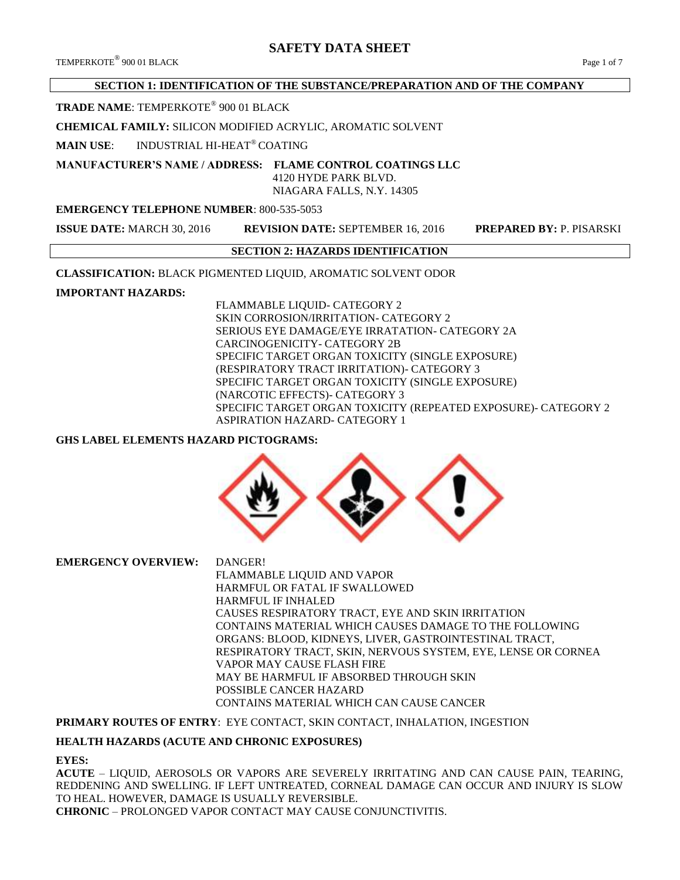# SAFETY DATA SHEET

## SECTION 1: IDENTIFICATION OF THE SUBSTANCE/PREPARATION AND OF THE COMPANY

**TRADE NAME**: TEMPERKOTE® 900 01 BLACK

**CHEMICAL FAMILY:** SILICON MODIFIED ACRYLIC, AROMATIC SOLVENT

**MAIN USE**: INDUSTRIAL HI-HEAT® COATING

**MANUFACTURER'S NAME / ADDRESS: FLAME CONTROL COATINGS LLC**
4120 HYDE PARK BLVD.
NIAGARA FALLS, N.Y. 14305

**EMERGENCY TELEPHONE NUMBER**: 800-535-5053

**ISSUE DATE:** MARCH 30, 2016 **REVISION DATE:** SEPTEMBER 16, 2016 **PREPARED BY:** P. PISARSKI

## SECTION 2: HAZARDS IDENTIFICATION

**CLASSIFICATION:** BLACK PIGMENTED LIQUID, AROMATIC SOLVENT ODOR

**IMPORTANT HAZARDS:**

FLAMMABLE LIQUID- CATEGORY 2
SKIN CORROSION/IRRITATION- CATEGORY 2
SERIOUS EYE DAMAGE/EYE IRRATATION- CATEGORY 2A
CARCINOGENICITY- CATEGORY 2B
SPECIFIC TARGET ORGAN TOXICITY (SINGLE EXPOSURE) (RESPIRATORY TRACT IRRITATION)- CATEGORY 3
SPECIFIC TARGET ORGAN TOXICITY (SINGLE EXPOSURE) (NARCOTIC EFFECTS)- CATEGORY 3
SPECIFIC TARGET ORGAN TOXICITY (REPEATED EXPOSURE)- CATEGORY 2
ASPIRATION HAZARD- CATEGORY 1

**GHS LABEL ELEMENTS HAZARD PICTOGRAMS:**

**EMERGENCY OVERVIEW:**

DANGER!
FLAMMABLE LIQUID AND VAPOR
HARMFUL OR FATAL IF SWALLOWED
HARMFUL IF INHALED
CAUSES RESPIRATORY TRACT, EYE AND SKIN IRRITATION
CONTAINS MATERIAL WHICH CAUSES DAMAGE TO THE FOLLOWING ORGANS: BLOOD, KIDNEYS, LIVER, GASTROINTESTINAL TRACT, RESPIRATORY TRACT, SKIN, NERVOUS SYSTEM, EYE, LENSE OR CORNEA
VAPOR MAY CAUSE FLASH FIRE
MAY BE HARMFUL IF ABSORBED THROUGH SKIN
POSSIBLE CANCER HAZARD
CONTAINS MATERIAL WHICH CAN CAUSE CANCER

**PRIMARY ROUTES OF ENTRY**: EYE CONTACT, SKIN CONTACT, INHALATION, INGESTION

**HEALTH HAZARDS (ACUTE AND CHRONIC EXPOSURES)**

**EYES:**

**ACUTE** – LIQUID, AEROSOLS OR VAPORS ARE SEVERELY IRRITATING AND CAN CAUSE PAIN, TEARING, REDDENING AND SWELLING. IF LEFT UNTREATED, CORNEAL DAMAGE CAN OCCUR AND INJURY IS SLOW TO HEAL. HOWEVER, DAMAGE IS USUALLY REVERSIBLE.

**CHRONIC** – PROLONGED VAPOR CONTACT MAY CAUSE CONJUNCTIVITIS.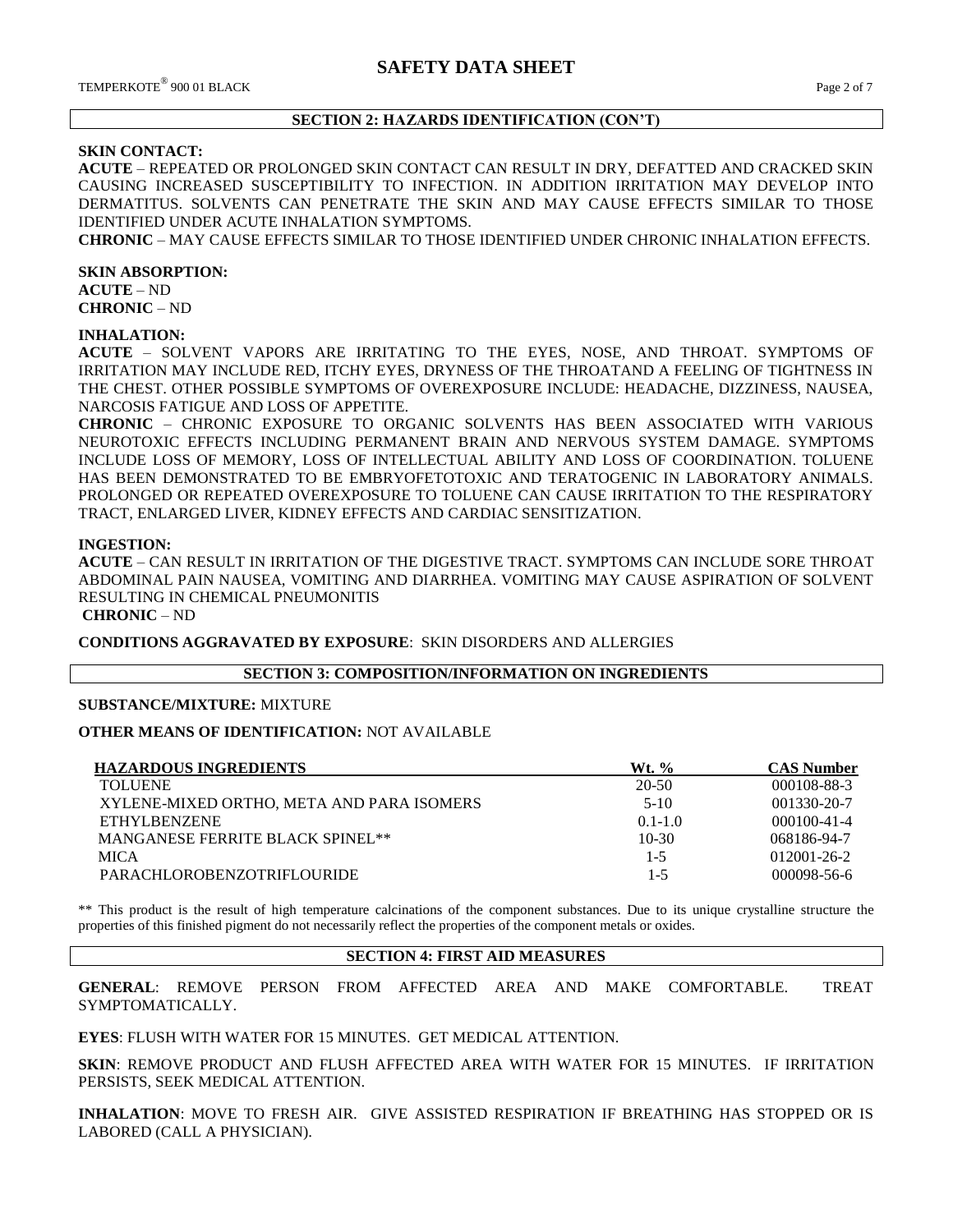## SECTION 2: HAZARDS IDENTIFICATION (CON'T)

**SKIN CONTACT:**

**ACUTE** – REPEATED OR PROLONGED SKIN CONTACT CAN RESULT IN DRY, DEFATTED AND CRACKED SKIN CAUSING INCREASED SUSCEPTIBILITY TO INFECTION. IN ADDITION IRRITATION MAY DEVELOP INTO DERMATITUS. SOLVENTS CAN PENETRATE THE SKIN AND MAY CAUSE EFFECTS SIMILAR TO THOSE IDENTIFIED UNDER ACUTE INHALATION SYMPTOMS.

**CHRONIC** – MAY CAUSE EFFECTS SIMILAR TO THOSE IDENTIFIED UNDER CHRONIC INHALATION EFFECTS.

**SKIN ABSORPTION:**

**ACUTE** – ND

**CHRONIC** – ND

**INHALATION:**

**ACUTE** – SOLVENT VAPORS ARE IRRITATING TO THE EYES, NOSE, AND THROAT. SYMPTOMS OF IRRITATION MAY INCLUDE RED, ITCHY EYES, DRYNESS OF THE THROATAND A FEELING OF TIGHTNESS IN THE CHEST. OTHER POSSIBLE SYMPTOMS OF OVEREXPOSURE INCLUDE: HEADACHE, DIZZINESS, NAUSEA, NARCOSIS FATIGUE AND LOSS OF APPETITE.

**CHRONIC** – CHRONIC EXPOSURE TO ORGANIC SOLVENTS HAS BEEN ASSOCIATED WITH VARIOUS NEUROTOXIC EFFECTS INCLUDING PERMANENT BRAIN AND NERVOUS SYSTEM DAMAGE. SYMPTOMS INCLUDE LOSS OF MEMORY, LOSS OF INTELLECTUAL ABILITY AND LOSS OF COORDINATION. TOLUENE HAS BEEN DEMONSTRATED TO BE EMBRYOFETOTOXIC AND TERATOGENIC IN LABORATORY ANIMALS. PROLONGED OR REPEATED OVEREXPOSURE TO TOLUENE CAN CAUSE IRRITATION TO THE RESPIRATORY TRACT, ENLARGED LIVER, KIDNEY EFFECTS AND CARDIAC SENSITIZATION.

**INGESTION:**

**ACUTE** – CAN RESULT IN IRRITATION OF THE DIGESTIVE TRACT. SYMPTOMS CAN INCLUDE SORE THROAT ABDOMINAL PAIN NAUSEA, VOMITING AND DIARRHEA. VOMITING MAY CAUSE ASPIRATION OF SOLVENT RESULTING IN CHEMICAL PNEUMONITIS

**CHRONIC** – ND

**CONDITIONS AGGRAVATED BY EXPOSURE**: SKIN DISORDERS AND ALLERGIES

## SECTION 3: COMPOSITION/INFORMATION ON INGREDIENTS

**SUBSTANCE/MIXTURE:** MIXTURE

**OTHER MEANS OF IDENTIFICATION:** NOT AVAILABLE

| HAZARDOUS INGREDIENTS | Wt. % | CAS Number |
|---|---|---|
| TOLUENE | 20-50 | 000108-88-3 |
| XYLENE-MIXED ORTHO, META AND PARA ISOMERS | 5-10 | 001330-20-7 |
| ETHYLBENZENE | 0.1-1.0 | 000100-41-4 |
| MANGANESE FERRITE BLACK SPINEL** | 10-30 | 068186-94-7 |
| MICA | 1-5 | 012001-26-2 |
| PARACHLOROBENZOTRIFLOURIDE | 1-5 | 000098-56-6 |

** This product is the result of high temperature calcinations of the component substances. Due to its unique crystalline structure the properties of this finished pigment do not necessarily reflect the properties of the component metals or oxides.

## SECTION 4: FIRST AID MEASURES

**GENERAL**: REMOVE PERSON FROM AFFECTED AREA AND MAKE COMFORTABLE. TREAT SYMPTOMATICALLY.

**EYES**: FLUSH WITH WATER FOR 15 MINUTES. GET MEDICAL ATTENTION.

**SKIN**: REMOVE PRODUCT AND FLUSH AFFECTED AREA WITH WATER FOR 15 MINUTES. IF IRRITATION PERSISTS, SEEK MEDICAL ATTENTION.

**INHALATION**: MOVE TO FRESH AIR. GIVE ASSISTED RESPIRATION IF BREATHING HAS STOPPED OR IS LABORED (CALL A PHYSICIAN).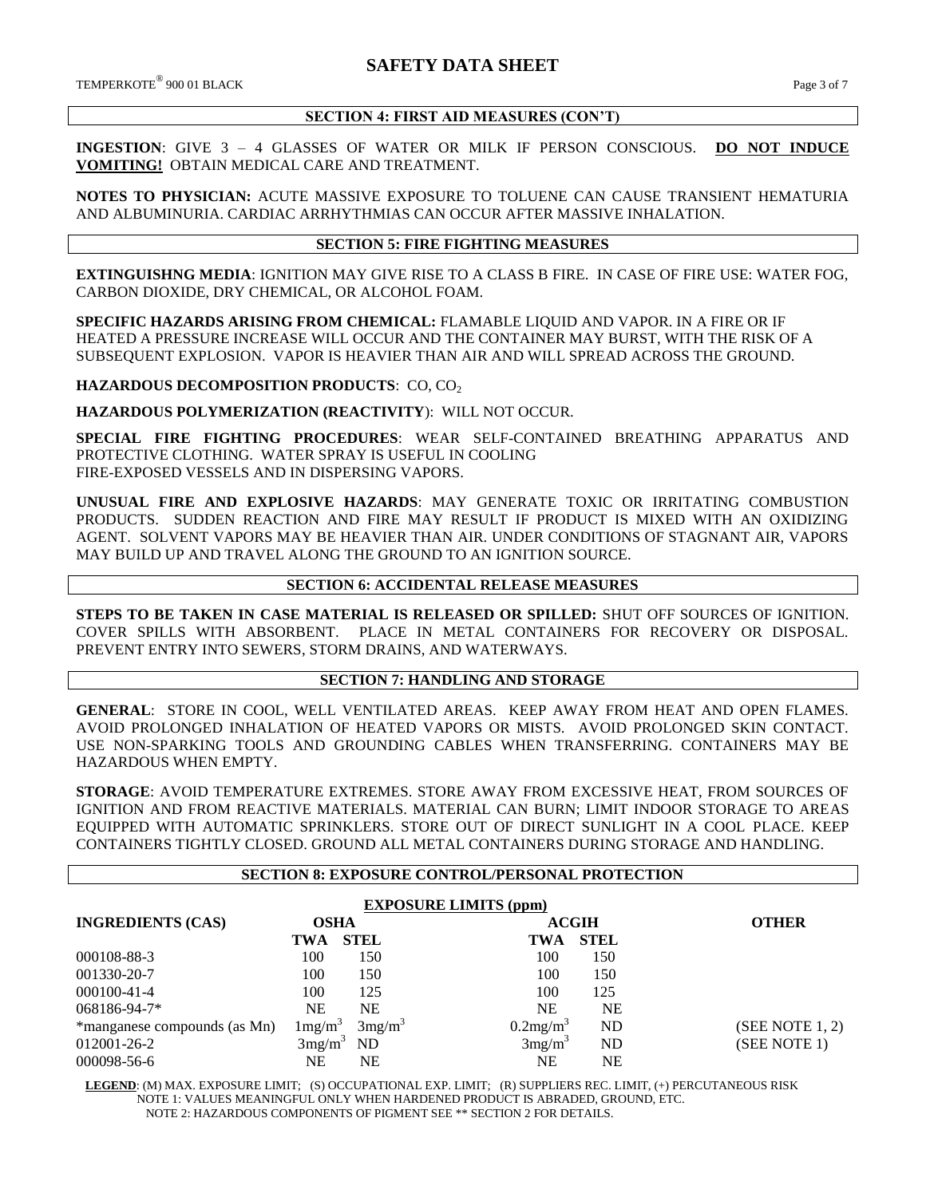## SECTION 4: FIRST AID MEASURES (CON'T)

**INGESTION**: GIVE 3 – 4 GLASSES OF WATER OR MILK IF PERSON CONSCIOUS. **DO NOT INDUCE VOMITING!** OBTAIN MEDICAL CARE AND TREATMENT.

**NOTES TO PHYSICIAN:** ACUTE MASSIVE EXPOSURE TO TOLUENE CAN CAUSE TRANSIENT HEMATURIA AND ALBUMINURIA. CARDIAC ARRHYTHMIAS CAN OCCUR AFTER MASSIVE INHALATION.

## SECTION 5: FIRE FIGHTING MEASURES

**EXTINGUISHNG MEDIA**: IGNITION MAY GIVE RISE TO A CLASS B FIRE. IN CASE OF FIRE USE: WATER FOG, CARBON DIOXIDE, DRY CHEMICAL, OR ALCOHOL FOAM.

**SPECIFIC HAZARDS ARISING FROM CHEMICAL:** FLAMABLE LIQUID AND VAPOR. IN A FIRE OR IF HEATED A PRESSURE INCREASE WILL OCCUR AND THE CONTAINER MAY BURST, WITH THE RISK OF A SUBSEQUENT EXPLOSION. VAPOR IS HEAVIER THAN AIR AND WILL SPREAD ACROSS THE GROUND.

**HAZARDOUS DECOMPOSITION PRODUCTS**: CO, $CO_2$

**HAZARDOUS POLYMERIZATION (REACTIVITY)**: WILL NOT OCCUR.

**SPECIAL FIRE FIGHTING PROCEDURES**: WEAR SELF-CONTAINED BREATHING APPARATUS AND PROTECTIVE CLOTHING. WATER SPRAY IS USEFUL IN COOLING FIRE-EXPOSED VESSELS AND IN DISPERSING VAPORS.

**UNUSUAL FIRE AND EXPLOSIVE HAZARDS**: MAY GENERATE TOXIC OR IRRITATING COMBUSTION PRODUCTS. SUDDEN REACTION AND FIRE MAY RESULT IF PRODUCT IS MIXED WITH AN OXIDIZING AGENT. SOLVENT VAPORS MAY BE HEAVIER THAN AIR. UNDER CONDITIONS OF STAGNANT AIR, VAPORS MAY BUILD UP AND TRAVEL ALONG THE GROUND TO AN IGNITION SOURCE.

## SECTION 6: ACCIDENTAL RELEASE MEASURES

**STEPS TO BE TAKEN IN CASE MATERIAL IS RELEASED OR SPILLED:** SHUT OFF SOURCES OF IGNITION. COVER SPILLS WITH ABSORBENT. PLACE IN METAL CONTAINERS FOR RECOVERY OR DISPOSAL. PREVENT ENTRY INTO SEWERS, STORM DRAINS, AND WATERWAYS.

## SECTION 7: HANDLING AND STORAGE

**GENERAL**: STORE IN COOL, WELL VENTILATED AREAS. KEEP AWAY FROM HEAT AND OPEN FLAMES. AVOID PROLONGED INHALATION OF HEATED VAPORS OR MISTS. AVOID PROLONGED SKIN CONTACT. USE NON-SPARKING TOOLS AND GROUNDING CABLES WHEN TRANSFERRING. CONTAINERS MAY BE HAZARDOUS WHEN EMPTY.

**STORAGE**: AVOID TEMPERATURE EXTREMES. STORE AWAY FROM EXCESSIVE HEAT, FROM SOURCES OF IGNITION AND FROM REACTIVE MATERIALS. MATERIAL CAN BURN; LIMIT INDOOR STORAGE TO AREAS EQUIPPED WITH AUTOMATIC SPRINKLERS. STORE OUT OF DIRECT SUNLIGHT IN A COOL PLACE. KEEP CONTAINERS TIGHTLY CLOSED. GROUND ALL METAL CONTAINERS DURING STORAGE AND HANDLING.

## SECTION 8: EXPOSURE CONTROL/PERSONAL PROTECTION

**EXPOSURE LIMITS (ppm)**

| INGREDIENTS (CAS) | OSHA | | ACGIH | | OTHER |
|---|---|---|---|---|---|
| | TWA | STEL | TWA | STEL | |
| 000108-88-3 | 100 | 150 | 100 | 150 | |
| 001330-20-7 | 100 | 150 | 100 | 150 | |
| 000100-41-4 | 100 | 125 | 100 | 125 | |
| 068186-94-7* | NE | NE | NE | NE | |
| *manganese compounds (as Mn) | 1mg/m$^3$ | 3mg/m$^3$ | 0.2mg/m$^3$ | ND | (SEE NOTE 1, 2) |
| 012001-26-2 | 3mg/m$^3$ | ND | 3mg/m$^3$ | ND | (SEE NOTE 1) |
| 000098-56-6 | NE | NE | NE | NE | |

**LEGEND**: (M) MAX. EXPOSURE LIMIT; (S) OCCUPATIONAL EXP. LIMIT; (R) SUPPLIERS REC. LIMIT, (+) PERCUTANEOUS RISK
NOTE 1: VALUES MEANINGFUL ONLY WHEN HARDENED PRODUCT IS ABRADED, GROUND, ETC.
NOTE 2: HAZARDOUS COMPONENTS OF PIGMENT SEE ** SECTION 2 FOR DETAILS.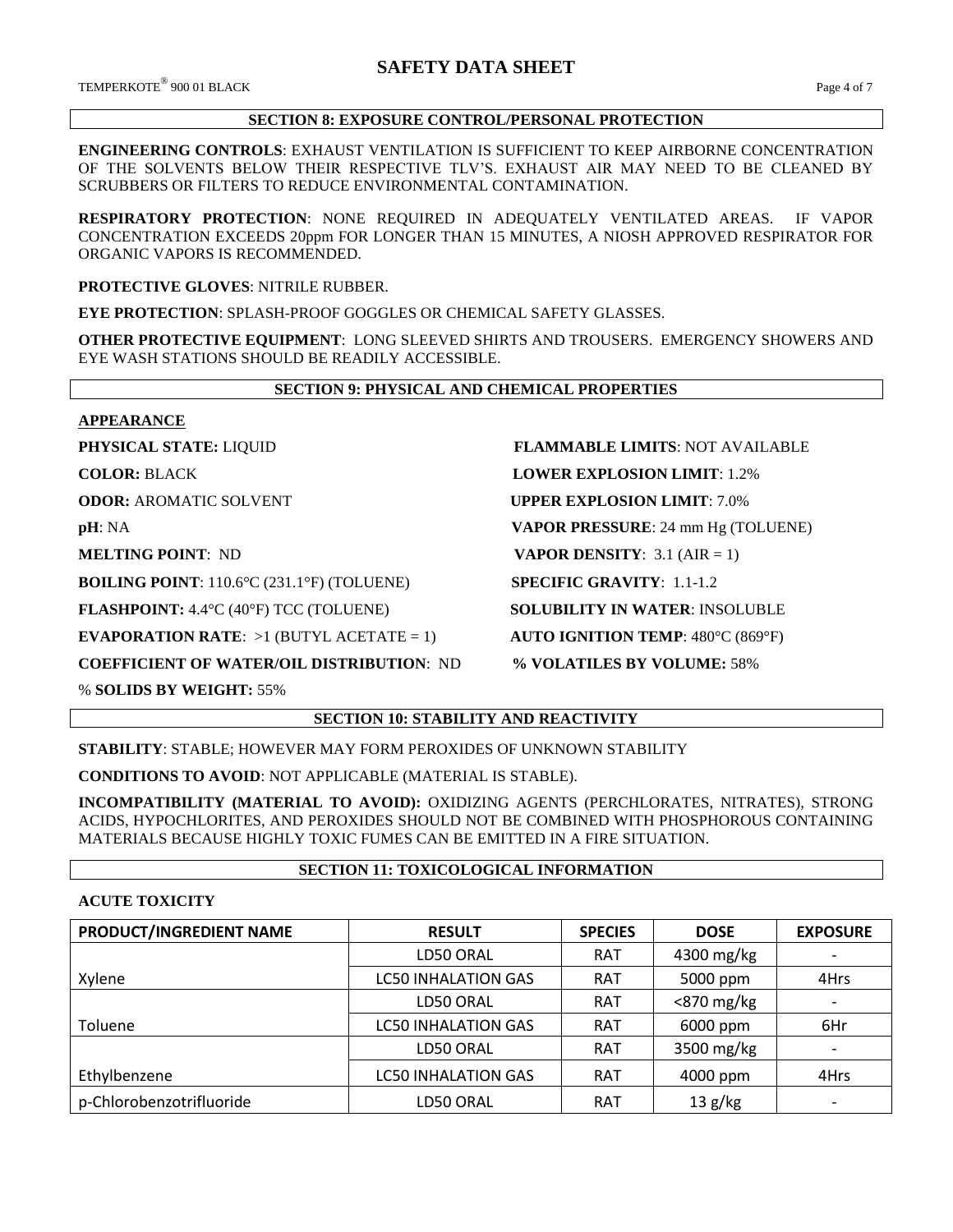## SECTION 8: EXPOSURE CONTROL/PERSONAL PROTECTION

**ENGINEERING CONTROLS**: EXHAUST VENTILATION IS SUFFICIENT TO KEEP AIRBORNE CONCENTRATION OF THE SOLVENTS BELOW THEIR RESPECTIVE TLV'S. EXHAUST AIR MAY NEED TO BE CLEANED BY SCRUBBERS OR FILTERS TO REDUCE ENVIRONMENTAL CONTAMINATION.

**RESPIRATORY PROTECTION**: NONE REQUIRED IN ADEQUATELY VENTILATED AREAS. IF VAPOR CONCENTRATION EXCEEDS 20ppm FOR LONGER THAN 15 MINUTES, A NIOSH APPROVED RESPIRATOR FOR ORGANIC VAPORS IS RECOMMENDED.

**PROTECTIVE GLOVES**: NITRILE RUBBER.

**EYE PROTECTION**: SPLASH-PROOF GOGGLES OR CHEMICAL SAFETY GLASSES.

**OTHER PROTECTIVE EQUIPMENT**: LONG SLEEVED SHIRTS AND TROUSERS. EMERGENCY SHOWERS AND EYE WASH STATIONS SHOULD BE READILY ACCESSIBLE.

## SECTION 9: PHYSICAL AND CHEMICAL PROPERTIES

**APPEARANCE**

**PHYSICAL STATE:** LIQUID

**COLOR:** BLACK

**ODOR:** AROMATIC SOLVENT

**pH**: NA

**MELTING POINT**: ND

**BOILING POINT**: 110.6°C (231.1°F) (TOLUENE)

**FLASHPOINT:** 4.4°C (40°F) TCC (TOLUENE)

**EVAPORATION RATE**: >1 (BUTYL ACETATE = 1)

**COEFFICIENT OF WATER/OIL DISTRIBUTION**: ND

% **SOLIDS BY WEIGHT:** 55%

**FLAMMABLE LIMITS**: NOT AVAILABLE

**LOWER EXPLOSION LIMIT**: 1.2%

**UPPER EXPLOSION LIMIT**: 7.0%

**VAPOR PRESSURE**: 24 mm Hg (TOLUENE)

**VAPOR DENSITY**: 3.1 (AIR = 1)

**SPECIFIC GRAVITY**: 1.1-1.2

**SOLUBILITY IN WATER**: INSOLUBLE

**AUTO IGNITION TEMP**: 480°C (869°F)

**% VOLATILES BY VOLUME:** 58%

## SECTION 10: STABILITY AND REACTIVITY

**STABILITY**: STABLE; HOWEVER MAY FORM PEROXIDES OF UNKNOWN STABILITY

**CONDITIONS TO AVOID**: NOT APPLICABLE (MATERIAL IS STABLE).

**INCOMPATIBILITY (MATERIAL TO AVOID):** OXIDIZING AGENTS (PERCHLORATES, NITRATES), STRONG ACIDS, HYPOCHLORITES, AND PEROXIDES SHOULD NOT BE COMBINED WITH PHOSPHOROUS CONTAINING MATERIALS BECAUSE HIGHLY TOXIC FUMES CAN BE EMITTED IN A FIRE SITUATION.

## SECTION 11: TOXICOLOGICAL INFORMATION

**ACUTE TOXICITY**

| PRODUCT/INGREDIENT NAME | RESULT | SPECIES | DOSE | EXPOSURE |
|---|---|---|---|---|
| Xylene | LD50 ORAL | RAT | 4300 mg/kg | - |
| | LC50 INHALATION GAS | RAT | 5000 ppm | 4Hrs |
| Toluene | LD50 ORAL | RAT | <870 mg/kg | - |
| | LC50 INHALATION GAS | RAT | 6000 ppm | 6Hr |
| Ethylbenzene | LD50 ORAL | RAT | 3500 mg/kg | - |
| | LC50 INHALATION GAS | RAT | 4000 ppm | 4Hrs |
| p-Chlorobenzotrifluoride | LD50 ORAL | RAT | 13 g/kg | - |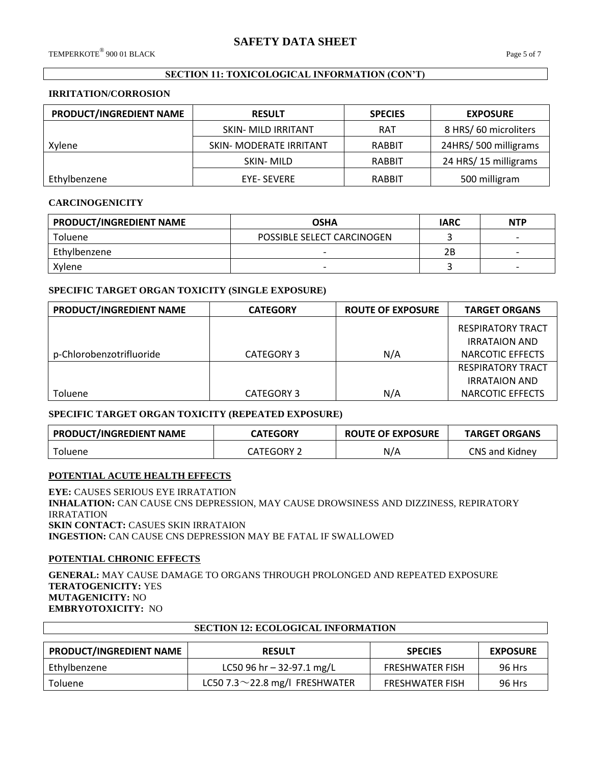# SAFETY DATA SHEET

## SECTION 11: TOXICOLOGICAL INFORMATION (CON'T)

### IRRITATION/CORROSION

| PRODUCT/INGREDIENT NAME | RESULT | SPECIES | EXPOSURE |
|---|---|---|---|
| Xylene | SKIN- MILD IRRITANT | RAT | 8 HRS/ 60 microliters |
| | SKIN- MODERATE IRRITANT | RABBIT | 24HRS/ 500 milligrams |
| Ethylbenzene | SKIN- MILD | RABBIT | 24 HRS/ 15 milligrams |
| | EYE- SEVERE | RABBIT | 500 milligram |

### CARCINOGENICITY

| PRODUCT/INGREDIENT NAME | OSHA | IARC | NTP |
|---|---|---|---|
| Toluene | POSSIBLE SELECT CARCINOGEN | 3 | - |
| Ethylbenzene | - | 2B | - |
| Xylene | - | 3 | - |

### SPECIFIC TARGET ORGAN TOXICITY (SINGLE EXPOSURE)

| PRODUCT/INGREDIENT NAME | CATEGORY | ROUTE OF EXPOSURE | TARGET ORGANS |
|---|---|---|---|
| p-Chlorobenzotrifluoride | CATEGORY 3 | N/A | RESPIRATORY TRACT IRRATAION AND NARCOTIC EFFECTS |
| Toluene | CATEGORY 3 | N/A | RESPIRATORY TRACT IRRATAION AND NARCOTIC EFFECTS |

### SPECIFIC TARGET ORGAN TOXICITY (REPEATED EXPOSURE)

| PRODUCT/INGREDIENT NAME | CATEGORY | ROUTE OF EXPOSURE | TARGET ORGANS |
|---|---|---|---|
| Toluene | CATEGORY 2 | N/A | CNS and Kidney |

### POTENTIAL ACUTE HEALTH EFFECTS

**EYE:** CAUSES SERIOUS EYE IRRATATION
**INHALATION:** CAN CAUSE CNS DEPRESSION, MAY CAUSE DROWSINESS AND DIZZINESS, REPIRATORY IRRATATION
**SKIN CONTACT:** CASUES SKIN IRRATAION
**INGESTION:** CAN CAUSE CNS DEPRESSION MAY BE FATAL IF SWALLOWED

### POTENTIAL CHRONIC EFFECTS

**GENERAL:** MAY CAUSE DAMAGE TO ORGANS THROUGH PROLONGED AND REPEATED EXPOSURE
**TERATOGENICITY:** YES
**MUTAGENICITY:** NO
**EMBRYOTOXICITY:** NO

## SECTION 12: ECOLOGICAL INFORMATION

| PRODUCT/INGREDIENT NAME | RESULT | SPECIES | EXPOSURE |
|---|---|---|---|
| Ethylbenzene | LC50 96 hr – 32-97.1 mg/L | FRESHWATER FISH | 96 Hrs |
| Toluene | LC50 7.3～22.8 mg/l FRESHWATER | FRESHWATER FISH | 96 Hrs |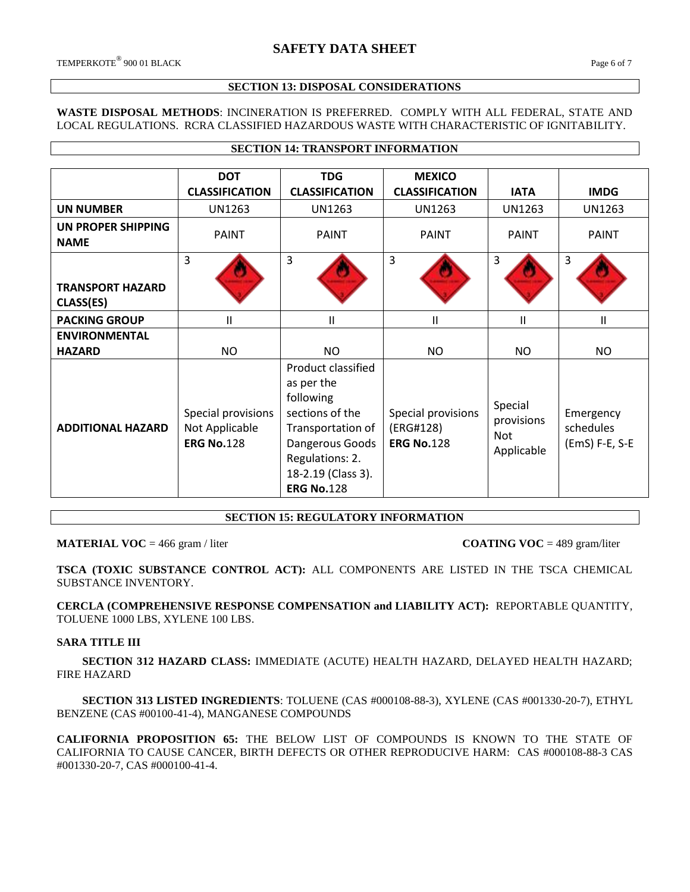## SECTION 13: DISPOSAL CONSIDERATIONS

**WASTE DISPOSAL METHODS**: INCINERATION IS PREFERRED. COMPLY WITH ALL FEDERAL, STATE AND LOCAL REGULATIONS. RCRA CLASSIFIED HAZARDOUS WASTE WITH CHARACTERISTIC OF IGNITABILITY.

## SECTION 14: TRANSPORT INFORMATION

| | DOT CLASSIFICATION | TDG CLASSIFICATION | MEXICO CLASSIFICATION | IATA | IMDG |
|---|---|---|---|---|---|
| **UN NUMBER** | UN1263 | UN1263 | UN1263 | UN1263 | UN1263 |
| **UN PROPER SHIPPING NAME** | PAINT | PAINT | PAINT | PAINT | PAINT |
| **TRANSPORT HAZARD CLASS(ES)** | 3 | 3 | 3 | 3 | 3 |
| **PACKING GROUP** | II | II | II | II | II |
| **ENVIRONMENTAL HAZARD** | NO | NO | NO | NO | NO |
| **ADDITIONAL HAZARD** | Special provisions Not Applicable **ERG No.**128 | Product classified as per the following sections of the Transportation of Dangerous Goods Regulations: 2. 18-2.19 (Class 3). **ERG No.**128 | Special provisions (ERG#128) **ERG No.**128 | Special provisions Not Applicable | Emergency schedules (EmS) F-E, S-E |

## SECTION 15: REGULATORY INFORMATION

**MATERIAL VOC** = 466 gram / liter **COATING VOC** = 489 gram/liter

**TSCA (TOXIC SUBSTANCE CONTROL ACT):** ALL COMPONENTS ARE LISTED IN THE TSCA CHEMICAL SUBSTANCE INVENTORY.

**CERCLA (COMPREHENSIVE RESPONSE COMPENSATION and LIABILITY ACT):** REPORTABLE QUANTITY, TOLUENE 1000 LBS, XYLENE 100 LBS.

**SARA TITLE III**

**SECTION 312 HAZARD CLASS:** IMMEDIATE (ACUTE) HEALTH HAZARD, DELAYED HEALTH HAZARD; FIRE HAZARD

**SECTION 313 LISTED INGREDIENTS**: TOLUENE (CAS #000108-88-3), XYLENE (CAS #001330-20-7), ETHYL BENZENE (CAS #00100-41-4), MANGANESE COMPOUNDS

**CALIFORNIA PROPOSITION 65:** THE BELOW LIST OF COMPOUNDS IS KNOWN TO THE STATE OF CALIFORNIA TO CAUSE CANCER, BIRTH DEFECTS OR OTHER REPRODUCIVE HARM: CAS #000108-88-3 CAS #001330-20-7, CAS #000100-41-4.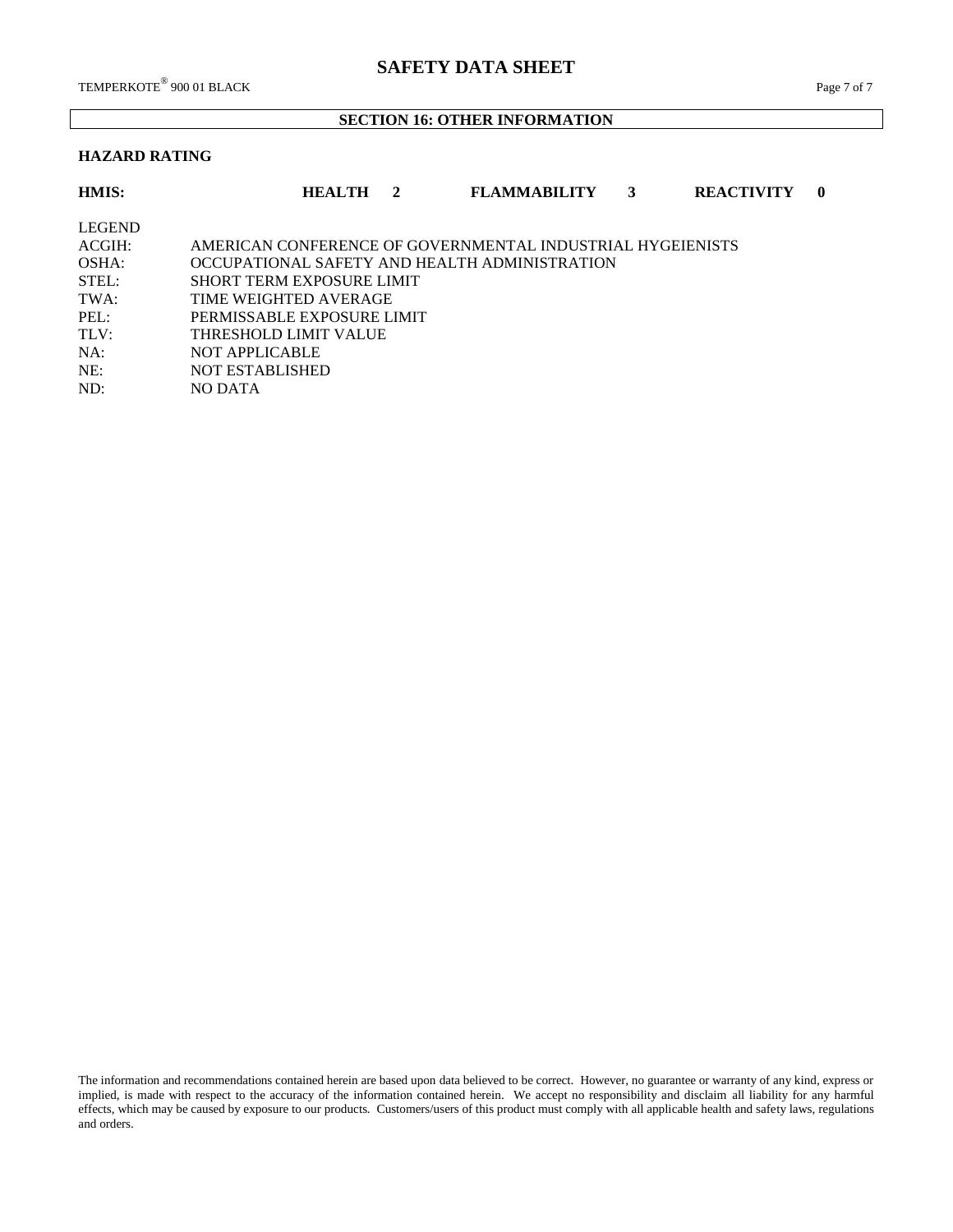## SECTION 16: OTHER INFORMATION

**HAZARD RATING**

| | | | | | | |
|---|---|---|---|---|---|---|
| **HMIS:** | **HEALTH** | **2** | **FLAMMABILITY** | **3** | **REACTIVITY** | **0** |

LEGEND

| | |
|---|---|
| ACGIH: | AMERICAN CONFERENCE OF GOVERNMENTAL INDUSTRIAL HYGEIENISTS |
| OSHA: | OCCUPATIONAL SAFETY AND HEALTH ADMINISTRATION |
| STEL: | SHORT TERM EXPOSURE LIMIT |
| TWA: | TIME WEIGHTED AVERAGE |
| PEL: | PERMISSABLE EXPOSURE LIMIT |
| TLV: | THRESHOLD LIMIT VALUE |
| NA: | NOT APPLICABLE |
| NE: | NOT ESTABLISHED |
| ND: | NO DATA |

The information and recommendations contained herein are based upon data believed to be correct. However, no guarantee or warranty of any kind, express or implied, is made with respect to the accuracy of the information contained herein. We accept no responsibility and disclaim all liability for any harmful effects, which may be caused by exposure to our products. Customers/users of this product must comply with all applicable health and safety laws, regulations and orders.